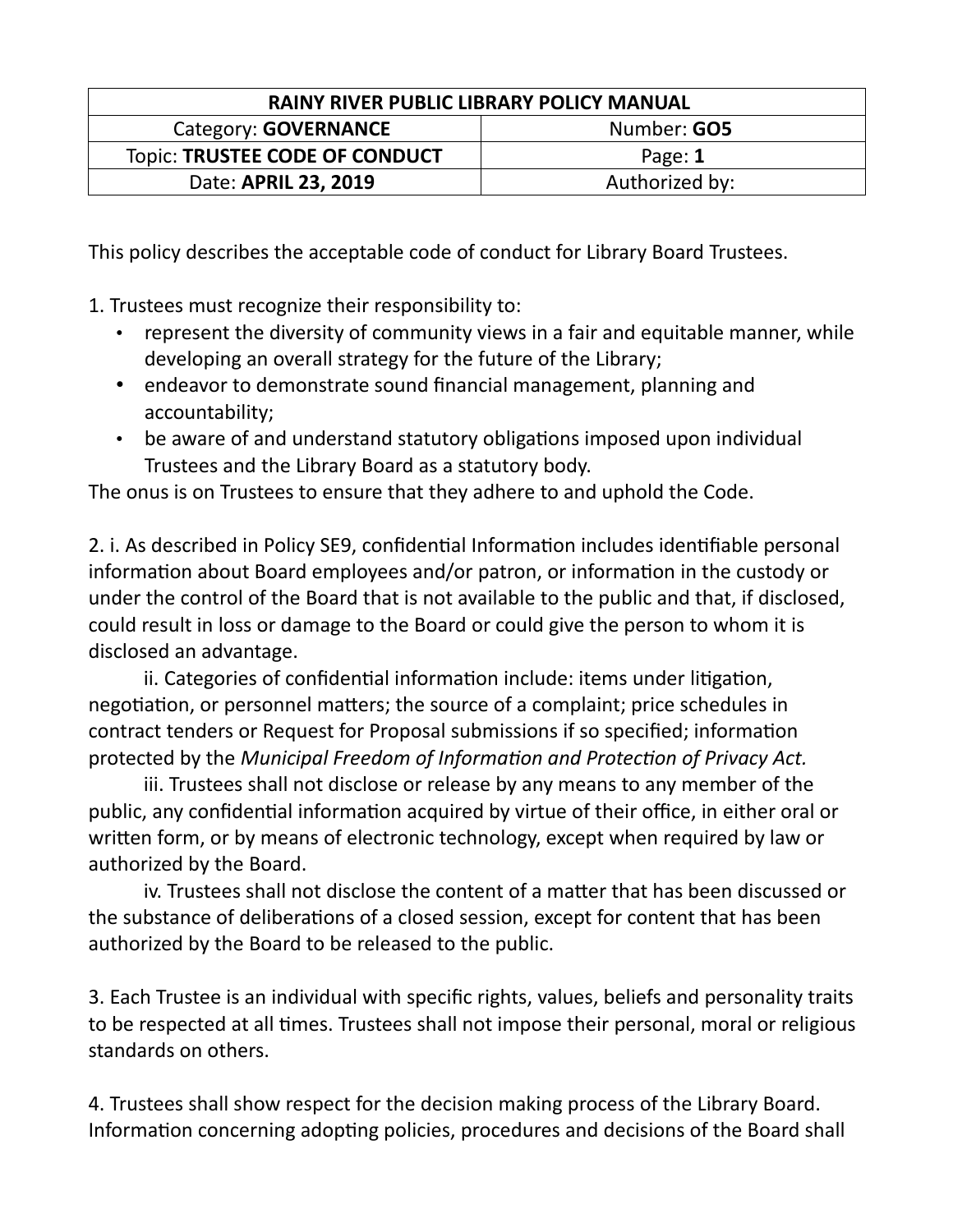| RAINY RIVER PUBLIC LIBRARY POLICY MANUAL | |
|---|---|
| Category: **GOVERNANCE** | Number: **GO5** |
| Topic: **TRUSTEE CODE OF CONDUCT** | Page: **1** |
| Date: **APRIL 23, 2019** | Authorized by: |

This policy describes the acceptable code of conduct for Library Board Trustees.

1. Trustees must recognize their responsibility to:
   - represent the diversity of community views in a fair and equitable manner, while developing an overall strategy for the future of the Library;
   - endeavor to demonstrate sound financial management, planning and accountability;
   - be aware of and understand statutory obligations imposed upon individual Trustees and the Library Board as a statutory body.

The onus is on Trustees to ensure that they adhere to and uphold the Code.

2. i. As described in Policy SE9, confidential Information includes identifiable personal information about Board employees and/or patron, or information in the custody or under the control of the Board that is not available to the public and that, if disclosed, could result in loss or damage to the Board or could give the person to whom it is disclosed an advantage.

ii. Categories of confidential information include: items under litigation, negotiation, or personnel matters; the source of a complaint; price schedules in contract tenders or Request for Proposal submissions if so specified; information protected by the *Municipal Freedom of Information and Protection of Privacy Act.*

iii. Trustees shall not disclose or release by any means to any member of the public, any confidential information acquired by virtue of their office, in either oral or written form, or by means of electronic technology, except when required by law or authorized by the Board.

iv. Trustees shall not disclose the content of a matter that has been discussed or the substance of deliberations of a closed session, except for content that has been authorized by the Board to be released to the public.

3. Each Trustee is an individual with specific rights, values, beliefs and personality traits to be respected at all times. Trustees shall not impose their personal, moral or religious standards on others.

4. Trustees shall show respect for the decision making process of the Library Board. Information concerning adopting policies, procedures and decisions of the Board shall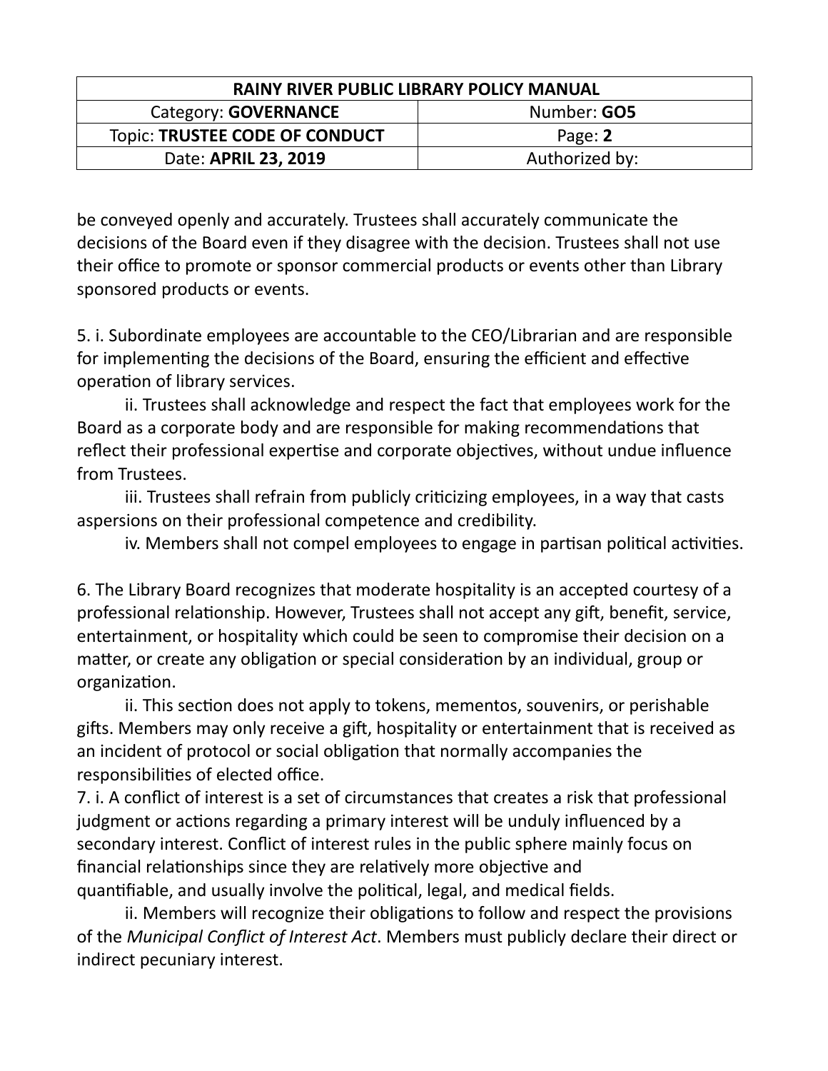be conveyed openly and accurately. Trustees shall accurately communicate the decisions of the Board even if they disagree with the decision. Trustees shall not use their office to promote or sponsor commercial products or events other than Library sponsored products or events.

5. i. Subordinate employees are accountable to the CEO/Librarian and are responsible for implementing the decisions of the Board, ensuring the efficient and effective operation of library services.

ii. Trustees shall acknowledge and respect the fact that employees work for the Board as a corporate body and are responsible for making recommendations that reflect their professional expertise and corporate objectives, without undue influence from Trustees.

iii. Trustees shall refrain from publicly criticizing employees, in a way that casts aspersions on their professional competence and credibility.

iv. Members shall not compel employees to engage in partisan political activities.

6. The Library Board recognizes that moderate hospitality is an accepted courtesy of a professional relationship. However, Trustees shall not accept any gift, benefit, service, entertainment, or hospitality which could be seen to compromise their decision on a matter, or create any obligation or special consideration by an individual, group or organization.

ii. This section does not apply to tokens, mementos, souvenirs, or perishable gifts. Members may only receive a gift, hospitality or entertainment that is received as an incident of protocol or social obligation that normally accompanies the responsibilities of elected office.

7. i. A conflict of interest is a set of circumstances that creates a risk that professional judgment or actions regarding a primary interest will be unduly influenced by a secondary interest. Conflict of interest rules in the public sphere mainly focus on financial relationships since they are relatively more objective and quantifiable, and usually involve the political, legal, and medical fields.

ii. Members will recognize their obligations to follow and respect the provisions of the *Municipal Conflict of Interest Act*. Members must publicly declare their direct or indirect pecuniary interest.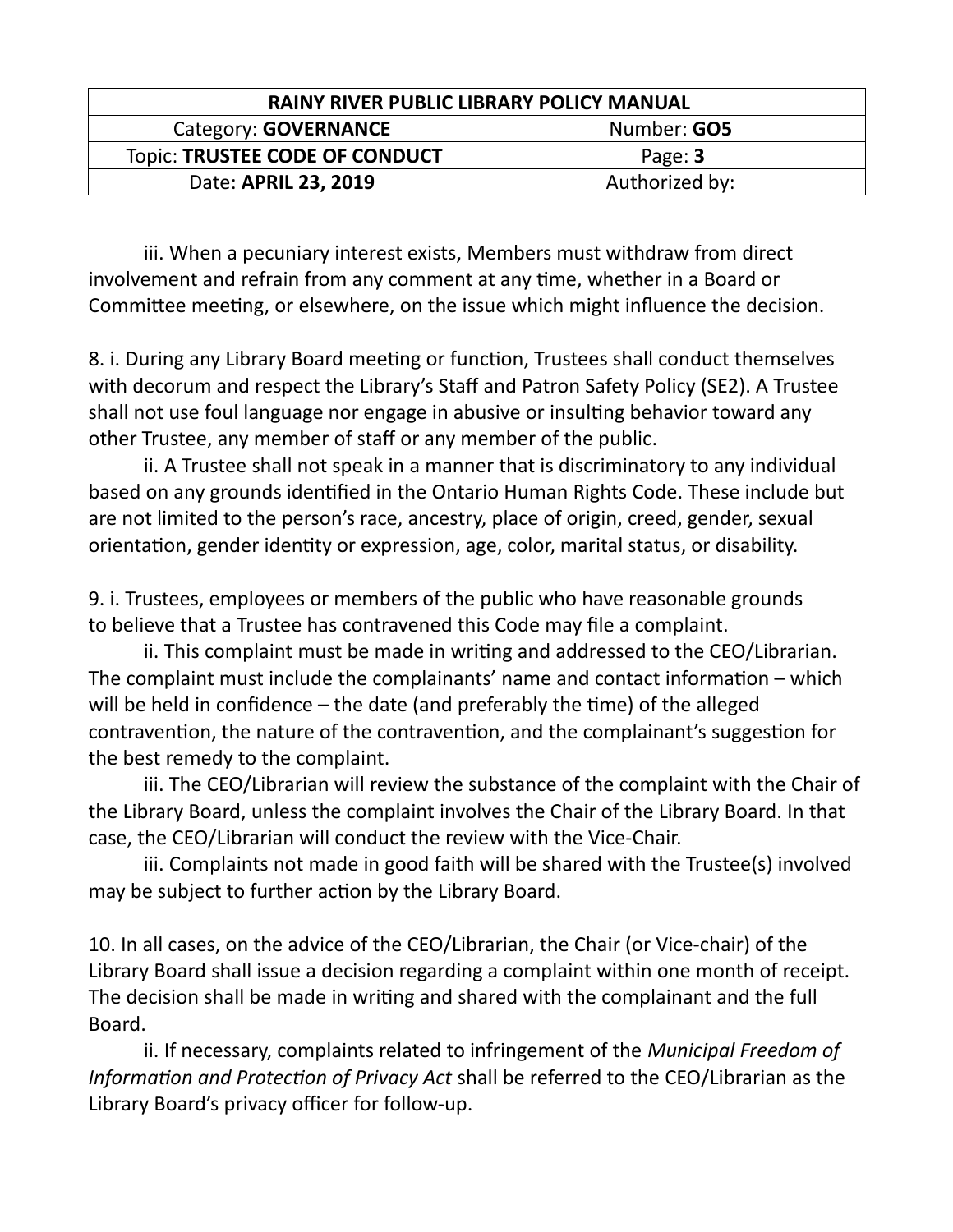iii. When a pecuniary interest exists, Members must withdraw from direct involvement and refrain from any comment at any time, whether in a Board or Committee meeting, or elsewhere, on the issue which might influence the decision.

8. i. During any Library Board meeting or function, Trustees shall conduct themselves with decorum and respect the Library's Staff and Patron Safety Policy (SE2). A Trustee shall not use foul language nor engage in abusive or insulting behavior toward any other Trustee, any member of staff or any member of the public.

ii. A Trustee shall not speak in a manner that is discriminatory to any individual based on any grounds identified in the Ontario Human Rights Code. These include but are not limited to the person's race, ancestry, place of origin, creed, gender, sexual orientation, gender identity or expression, age, color, marital status, or disability.

9. i. Trustees, employees or members of the public who have reasonable grounds to believe that a Trustee has contravened this Code may file a complaint.

ii. This complaint must be made in writing and addressed to the CEO/Librarian. The complaint must include the complainants' name and contact information – which will be held in confidence – the date (and preferably the time) of the alleged contravention, the nature of the contravention, and the complainant's suggestion for the best remedy to the complaint.

iii. The CEO/Librarian will review the substance of the complaint with the Chair of the Library Board, unless the complaint involves the Chair of the Library Board. In that case, the CEO/Librarian will conduct the review with the Vice-Chair.

iii. Complaints not made in good faith will be shared with the Trustee(s) involved may be subject to further action by the Library Board.

10. In all cases, on the advice of the CEO/Librarian, the Chair (or Vice-chair) of the Library Board shall issue a decision regarding a complaint within one month of receipt. The decision shall be made in writing and shared with the complainant and the full Board.

ii. If necessary, complaints related to infringement of the *Municipal Freedom of Information and Protection of Privacy Act* shall be referred to the CEO/Librarian as the Library Board's privacy officer for follow-up.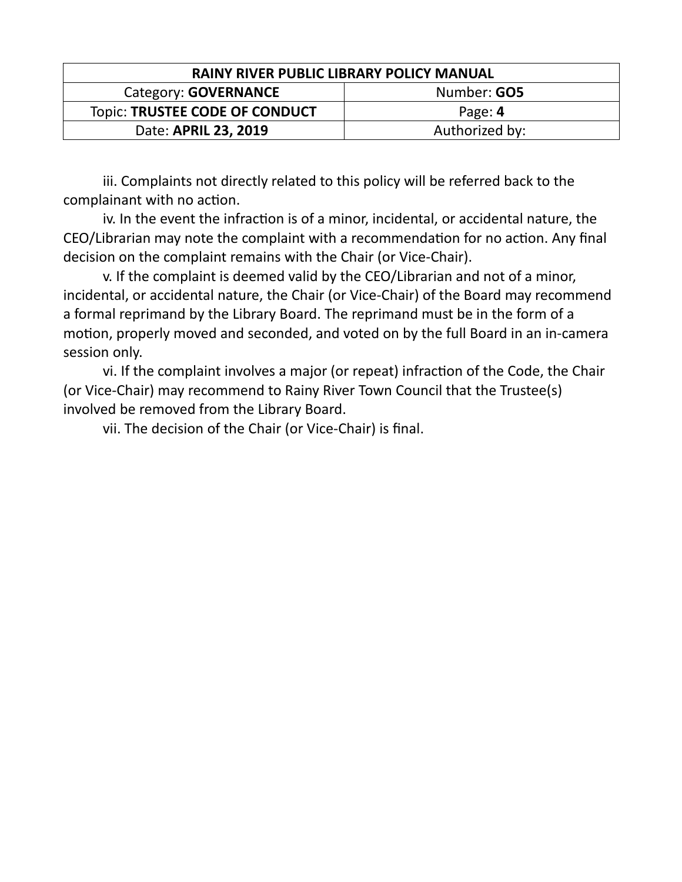iii. Complaints not directly related to this policy will be referred back to the complainant with no action.

iv. In the event the infraction is of a minor, incidental, or accidental nature, the CEO/Librarian may note the complaint with a recommendation for no action. Any final decision on the complaint remains with the Chair (or Vice-Chair).

v. If the complaint is deemed valid by the CEO/Librarian and not of a minor, incidental, or accidental nature, the Chair (or Vice-Chair) of the Board may recommend a formal reprimand by the Library Board. The reprimand must be in the form of a motion, properly moved and seconded, and voted on by the full Board in an in-camera session only.

vi. If the complaint involves a major (or repeat) infraction of the Code, the Chair (or Vice-Chair) may recommend to Rainy River Town Council that the Trustee(s) involved be removed from the Library Board.

vii. The decision of the Chair (or Vice-Chair) is final.